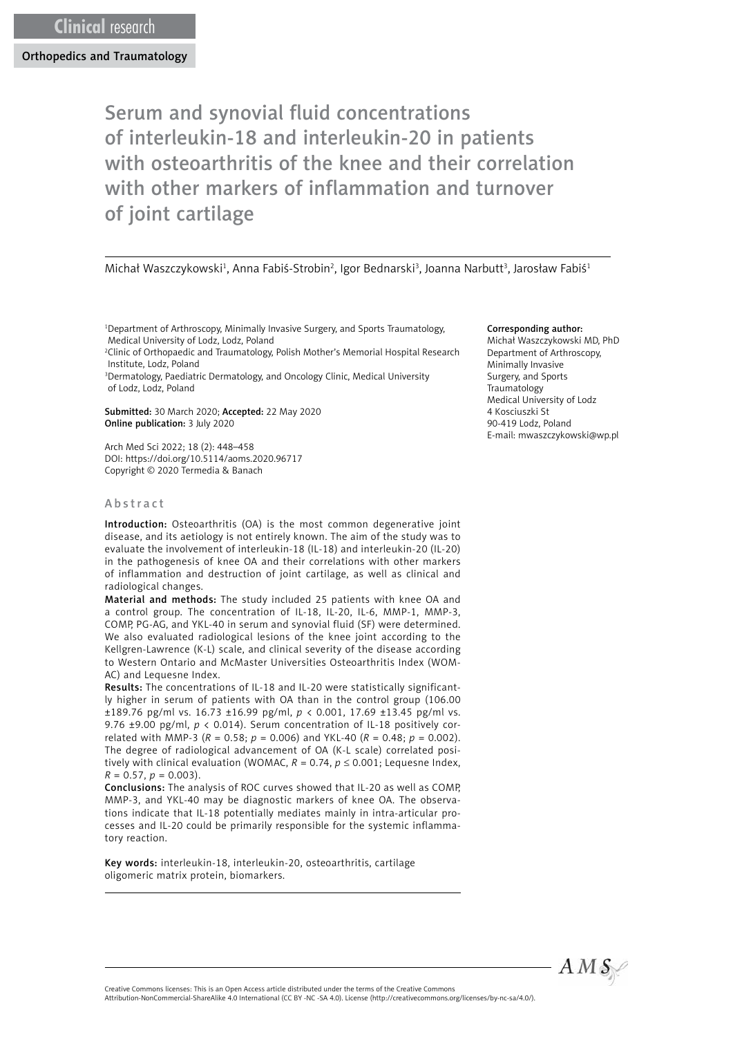Clinical research

Orthopedics and Traumatology

# Serum and synovial fluid concentrations of interleukin-18 and interleukin-20 in patients with osteoarthritis of the knee and their correlation with other markers of inflammation and turnover of joint cartilage

Michał Waszczykowski[1], Anna Fabiś-Strobin[2], Igor Bednarski[3], Joanna Narbutt[3], Jarosław Fabiś[1]

[1]Department of Arthroscopy, Minimally Invasive Surgery, and Sports Traumatology, Medical University of Lodz, Lodz, Poland
[2]Clinic of Orthopaedic and Traumatology, Polish Mother's Memorial Hospital Research Institute, Lodz, Poland
[3]Dermatology, Paediatric Dermatology, and Oncology Clinic, Medical University of Lodz, Lodz, Poland

**Submitted:** 30 March 2020; **Accepted:** 22 May 2020
**Online publication:** 3 July 2020

Arch Med Sci 2022; 18 (2): 448–458
DOI: https://doi.org/10.5114/aoms.2020.96717
Copyright © 2020 Termedia & Banach

**Corresponding author:**
Michał Waszczykowski MD, PhD
Department of Arthroscopy, Minimally Invasive Surgery, and Sports Traumatology
Medical University of Lodz
4 Kosciuszki St
90-419 Lodz, Poland
E-mail: mwaszczykowski@wp.pl

## Abstract

**Introduction:** Osteoarthritis (OA) is the most common degenerative joint disease, and its aetiology is not entirely known. The aim of the study was to evaluate the involvement of interleukin-18 (IL-18) and interleukin-20 (IL-20) in the pathogenesis of knee OA and their correlations with other markers of inflammation and destruction of joint cartilage, as well as clinical and radiological changes.

**Material and methods:** The study included 25 patients with knee OA and a control group. The concentration of IL-18, IL-20, IL-6, MMP-1, MMP-3, COMP, PG-AG, and YKL-40 in serum and synovial fluid (SF) were determined. We also evaluated radiological lesions of the knee joint according to the Kellgren-Lawrence (K-L) scale, and clinical severity of the disease according to Western Ontario and McMaster Universities Osteoarthritis Index (WOMAC) and Lequesne Index.

**Results:** The concentrations of IL-18 and IL-20 were statistically significantly higher in serum of patients with OA than in the control group (106.00 ±189.76 pg/ml vs. 16.73 ±16.99 pg/ml, $p < 0.001$, 17.69 ±13.45 pg/ml vs. 9.76 ±9.00 pg/ml, $p < 0.014$). Serum concentration of IL-18 positively correlated with MMP-3 ($R = 0.58$; $p = 0.006$) and YKL-40 ($R = 0.48$; $p = 0.002$). The degree of radiological advancement of OA (K-L scale) correlated positively with clinical evaluation (WOMAC, $R = 0.74$, $p \leq 0.001$; Lequesne Index, $R = 0.57$, $p = 0.003$).

**Conclusions:** The analysis of ROC curves showed that IL-20 as well as COMP, MMP-3, and YKL-40 may be diagnostic markers of knee OA. The observations indicate that IL-18 potentially mediates mainly in intra-articular processes and IL-20 could be primarily responsible for the systemic inflammatory reaction.

**Key words:** interleukin-18, interleukin-20, osteoarthritis, cartilage oligomeric matrix protein, biomarkers.

Creative Commons licenses: This is an Open Access article distributed under the terms of the Creative Commons Attribution-NonCommercial-ShareAlike 4.0 International (CC BY -NC -SA 4.0). License (http://creativecommons.org/licenses/by-nc-sa/4.0/).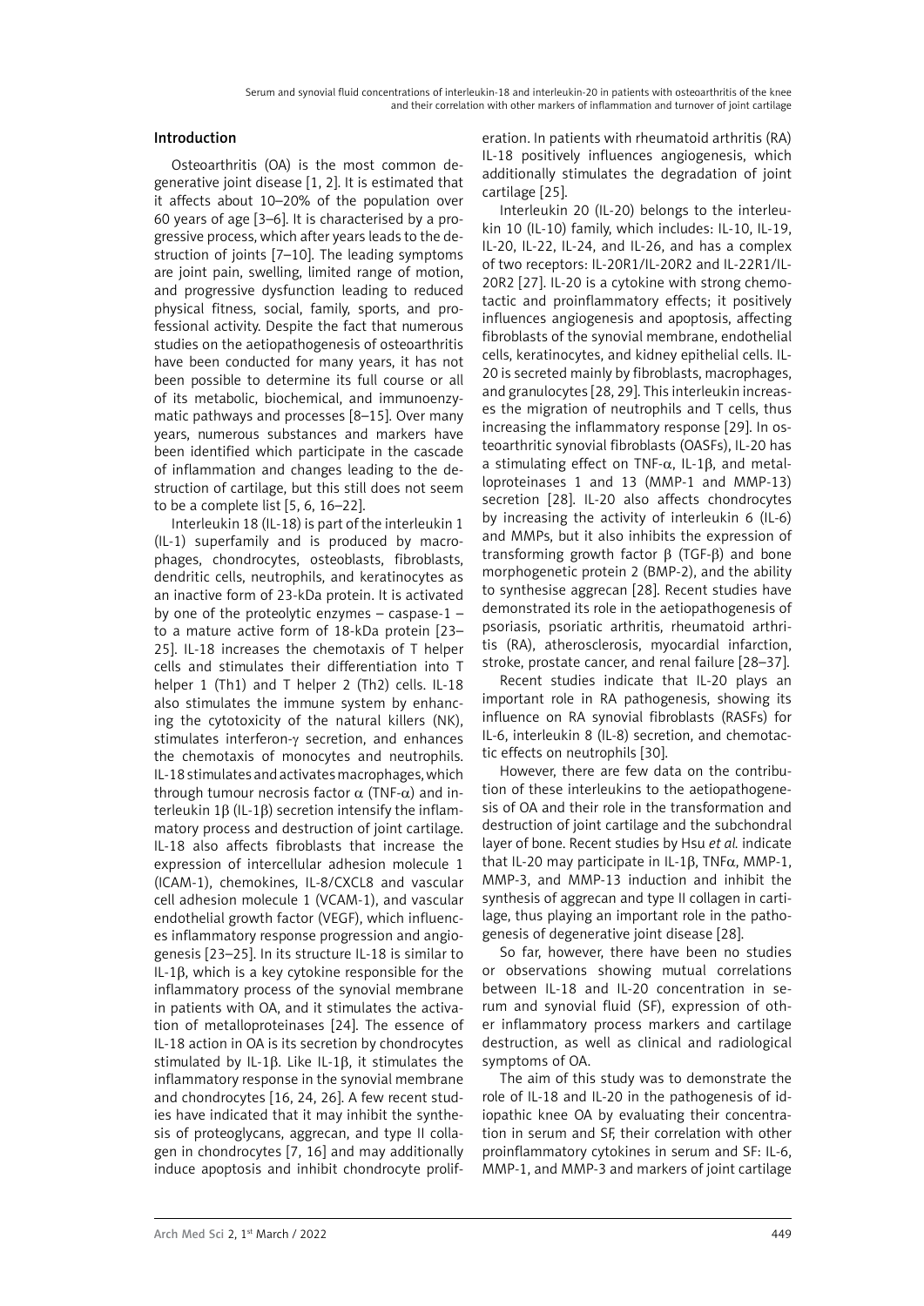## Introduction

Osteoarthritis (OA) is the most common degenerative joint disease [1, 2]. It is estimated that it affects about 10–20% of the population over 60 years of age [3–6]. It is characterised by a progressive process, which after years leads to the destruction of joints [7–10]. The leading symptoms are joint pain, swelling, limited range of motion, and progressive dysfunction leading to reduced physical fitness, social, family, sports, and professional activity. Despite the fact that numerous studies on the aetiopathogenesis of osteoarthritis have been conducted for many years, it has not been possible to determine its full course or all of its metabolic, biochemical, and immunoenzymatic pathways and processes [8–15]. Over many years, numerous substances and markers have been identified which participate in the cascade of inflammation and changes leading to the destruction of cartilage, but this still does not seem to be a complete list [5, 6, 16–22].

Interleukin 18 (IL-18) is part of the interleukin 1 (IL-1) superfamily and is produced by macrophages, chondrocytes, osteoblasts, fibroblasts, dendritic cells, neutrophils, and keratinocytes as an inactive form of 23-kDa protein. It is activated by one of the proteolytic enzymes – caspase-1 – to a mature active form of 18-kDa protein [23–25]. IL-18 increases the chemotaxis of T helper cells and stimulates their differentiation into T helper 1 (Th1) and T helper 2 (Th2) cells. IL-18 also stimulates the immune system by enhancing the cytotoxicity of the natural killers (NK), stimulates interferon-γ secretion, and enhances the chemotaxis of monocytes and neutrophils. IL-18 stimulates and activates macrophages, which through tumour necrosis factor α (TNF-α) and interleukin 1β (IL-1β) secretion intensify the inflammatory process and destruction of joint cartilage. IL-18 also affects fibroblasts that increase the expression of intercellular adhesion molecule 1 (ICAM-1), chemokines, IL-8/CXCL8 and vascular cell adhesion molecule 1 (VCAM-1), and vascular endothelial growth factor (VEGF), which influences inflammatory response progression and angiogenesis [23–25]. In its structure IL-18 is similar to IL-1β, which is a key cytokine responsible for the inflammatory process of the synovial membrane in patients with OA, and it stimulates the activation of metalloproteinases [24]. The essence of IL-18 action in OA is its secretion by chondrocytes stimulated by IL-1β. Like IL-1β, it stimulates the inflammatory response in the synovial membrane and chondrocytes [16, 24, 26]. A few recent studies have indicated that it may inhibit the synthesis of proteoglycans, aggrecan, and type II collagen in chondrocytes [7, 16] and may additionally induce apoptosis and inhibit chondrocyte proliferation. In patients with rheumatoid arthritis (RA) IL-18 positively influences angiogenesis, which additionally stimulates the degradation of joint cartilage [25].

Interleukin 20 (IL-20) belongs to the interleukin 10 (IL-10) family, which includes: IL-10, IL-19, IL-20, IL-22, IL-24, and IL-26, and has a complex of two receptors: IL-20R1/IL-20R2 and IL-22R1/IL-20R2 [27]. IL-20 is a cytokine with strong chemotactic and proinflammatory effects; it positively influences angiogenesis and apoptosis, affecting fibroblasts of the synovial membrane, endothelial cells, keratinocytes, and kidney epithelial cells. IL-20 is secreted mainly by fibroblasts, macrophages, and granulocytes [28, 29]. This interleukin increases the migration of neutrophils and T cells, thus increasing the inflammatory response [29]. In osteoarthritic synovial fibroblasts (OASFs), IL-20 has a stimulating effect on TNF-α, IL-1β, and metalloproteinases 1 and 13 (MMP-1 and MMP-13) secretion [28]. IL-20 also affects chondrocytes by increasing the activity of interleukin 6 (IL-6) and MMPs, but it also inhibits the expression of transforming growth factor β (TGF-β) and bone morphogenetic protein 2 (BMP-2), and the ability to synthesise aggrecan [28]. Recent studies have demonstrated its role in the aetiopathogenesis of psoriasis, psoriatic arthritis, rheumatoid arthritis (RA), atherosclerosis, myocardial infarction, stroke, prostate cancer, and renal failure [28–37].

Recent studies indicate that IL-20 plays an important role in RA pathogenesis, showing its influence on RA synovial fibroblasts (RASFs) for IL-6, interleukin 8 (IL-8) secretion, and chemotactic effects on neutrophils [30].

However, there are few data on the contribution of these interleukins to the aetiopathogenesis of OA and their role in the transformation and destruction of joint cartilage and the subchondral layer of bone. Recent studies by Hsu *et al.* indicate that IL-20 may participate in IL-1β, TNFα, MMP-1, MMP-3, and MMP-13 induction and inhibit the synthesis of aggrecan and type II collagen in cartilage, thus playing an important role in the pathogenesis of degenerative joint disease [28].

So far, however, there have been no studies or observations showing mutual correlations between IL-18 and IL-20 concentration in serum and synovial fluid (SF), expression of other inflammatory process markers and cartilage destruction, as well as clinical and radiological symptoms of OA.

The aim of this study was to demonstrate the role of IL-18 and IL-20 in the pathogenesis of idiopathic knee OA by evaluating their concentration in serum and SF, their correlation with other proinflammatory cytokines in serum and SF: IL-6, MMP-1, and MMP-3 and markers of joint cartilage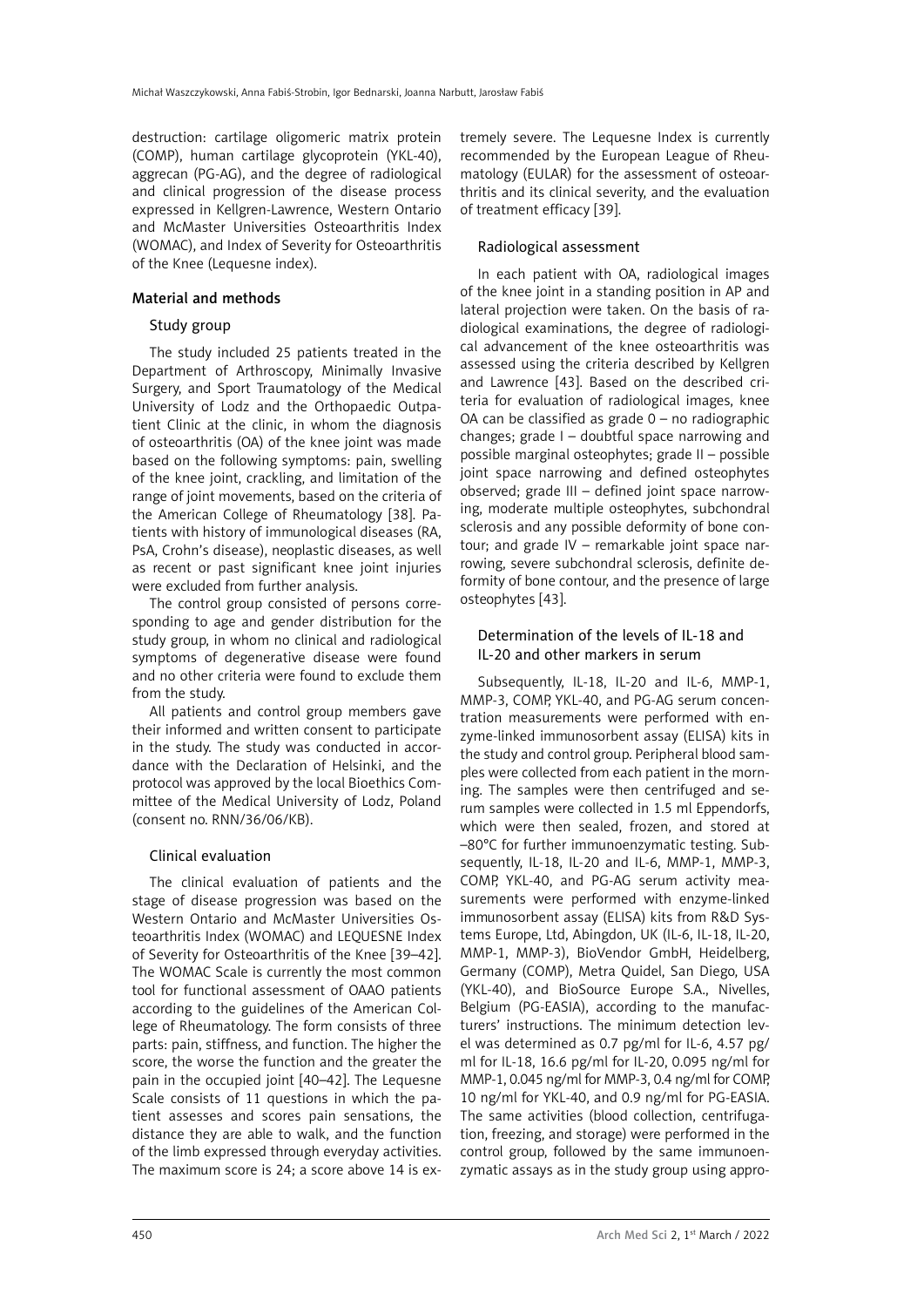destruction: cartilage oligomeric matrix protein (COMP), human cartilage glycoprotein (YKL-40), aggrecan (PG-AG), and the degree of radiological and clinical progression of the disease process expressed in Kellgren-Lawrence, Western Ontario and McMaster Universities Osteoarthritis Index (WOMAC), and Index of Severity for Osteoarthritis of the Knee (Lequesne index).

## Material and methods

### Study group

The study included 25 patients treated in the Department of Arthroscopy, Minimally Invasive Surgery, and Sport Traumatology of the Medical University of Lodz and the Orthopaedic Outpatient Clinic at the clinic, in whom the diagnosis of osteoarthritis (OA) of the knee joint was made based on the following symptoms: pain, swelling of the knee joint, crackling, and limitation of the range of joint movements, based on the criteria of the American College of Rheumatology [38]. Patients with history of immunological diseases (RA, PsA, Crohn's disease), neoplastic diseases, as well as recent or past significant knee joint injuries were excluded from further analysis.

The control group consisted of persons corresponding to age and gender distribution for the study group, in whom no clinical and radiological symptoms of degenerative disease were found and no other criteria were found to exclude them from the study.

All patients and control group members gave their informed and written consent to participate in the study. The study was conducted in accordance with the Declaration of Helsinki, and the protocol was approved by the local Bioethics Committee of the Medical University of Lodz, Poland (consent no. RNN/36/06/KB).

### Clinical evaluation

The clinical evaluation of patients and the stage of disease progression was based on the Western Ontario and McMaster Universities Osteoarthritis Index (WOMAC) and LEQUESNE Index of Severity for Osteoarthritis of the Knee [39–42]. The WOMAC Scale is currently the most common tool for functional assessment of OAAO patients according to the guidelines of the American College of Rheumatology. The form consists of three parts: pain, stiffness, and function. The higher the score, the worse the function and the greater the pain in the occupied joint [40–42]. The Lequesne Scale consists of 11 questions in which the patient assesses and scores pain sensations, the distance they are able to walk, and the function of the limb expressed through everyday activities. The maximum score is 24; a score above 14 is extremely severe. The Lequesne Index is currently recommended by the European League of Rheumatology (EULAR) for the assessment of osteoarthritis and its clinical severity, and the evaluation of treatment efficacy [39].

### Radiological assessment

In each patient with OA, radiological images of the knee joint in a standing position in AP and lateral projection were taken. On the basis of radiological examinations, the degree of radiological advancement of the knee osteoarthritis was assessed using the criteria described by Kellgren and Lawrence [43]. Based on the described criteria for evaluation of radiological images, knee OA can be classified as grade 0 – no radiographic changes; grade I – doubtful space narrowing and possible marginal osteophytes; grade II – possible joint space narrowing and defined osteophytes observed; grade III – defined joint space narrowing, moderate multiple osteophytes, subchondral sclerosis and any possible deformity of bone contour; and grade IV – remarkable joint space narrowing, severe subchondral sclerosis, definite deformity of bone contour, and the presence of large osteophytes [43].

### Determination of the levels of IL-18 and IL-20 and other markers in serum

Subsequently, IL-18, IL-20 and IL-6, MMP-1, MMP-3, COMP, YKL-40, and PG-AG serum concentration measurements were performed with enzyme-linked immunosorbent assay (ELISA) kits in the study and control group. Peripheral blood samples were collected from each patient in the morning. The samples were then centrifuged and serum samples were collected in 1.5 ml Eppendorfs, which were then sealed, frozen, and stored at –80°C for further immunoenzymatic testing. Subsequently, IL-18, IL-20 and IL-6, MMP-1, MMP-3, COMP, YKL-40, and PG-AG serum activity measurements were performed with enzyme-linked immunosorbent assay (ELISA) kits from R&D Systems Europe, Ltd, Abingdon, UK (IL-6, IL-18, IL-20, MMP-1, MMP-3), BioVendor GmbH, Heidelberg, Germany (COMP), Metra Quidel, San Diego, USA (YKL-40), and BioSource Europe S.A., Nivelles, Belgium (PG-EASIA), according to the manufacturers' instructions. The minimum detection level was determined as 0.7 pg/ml for IL-6, 4.57 pg/ml for IL-18, 16.6 pg/ml for IL-20, 0.095 ng/ml for MMP-1, 0.045 ng/ml for MMP-3, 0.4 ng/ml for COMP, 10 ng/ml for YKL-40, and 0.9 ng/ml for PG-EASIA. The same activities (blood collection, centrifugation, freezing, and storage) were performed in the control group, followed by the same immunoenzymatic assays as in the study group using appro-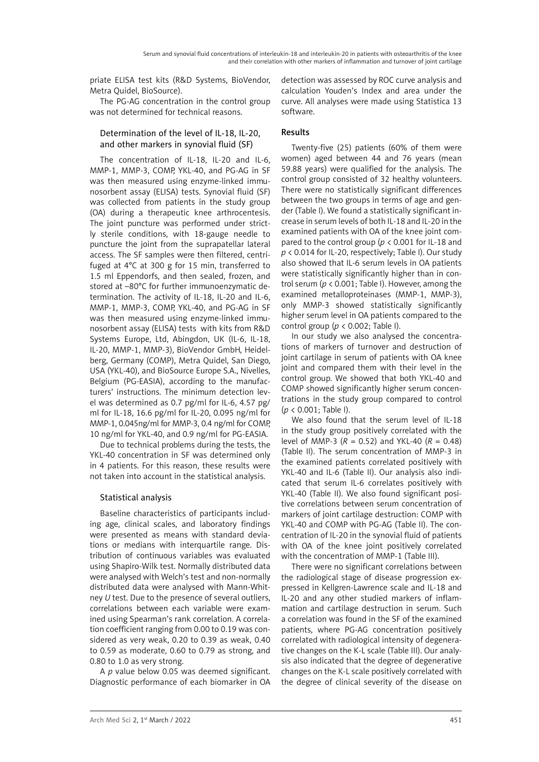priate ELISA test kits (R&D Systems, BioVendor, Metra Quidel, BioSource).

The PG-AG concentration in the control group was not determined for technical reasons.

### Determination of the level of IL-18, IL-20, and other markers in synovial fluid (SF)

The concentration of IL-18, IL-20 and IL-6, MMP-1, MMP-3, COMP, YKL-40, and PG-AG in SF was then measured using enzyme-linked immunosorbent assay (ELISA) tests. Synovial fluid (SF) was collected from patients in the study group (OA) during a therapeutic knee arthrocentesis. The joint puncture was performed under strictly sterile conditions, with 18-gauge needle to puncture the joint from the suprapatellar lateral access. The SF samples were then filtered, centrifuged at 4°C at 300 g for 15 min, transferred to 1.5 ml Eppendorfs, and then sealed, frozen, and stored at –80°C for further immunoenzymatic determination. The activity of IL-18, IL-20 and IL-6, MMP-1, MMP-3, COMP, YKL-40, and PG-AG in SF was then measured using enzyme-linked immunosorbent assay (ELISA) tests with kits from R&D Systems Europe, Ltd, Abingdon, UK (IL-6, IL-18, IL-20, MMP-1, MMP-3), BioVendor GmbH, Heidelberg, Germany (COMP), Metra Quidel, San Diego, USA (YKL-40), and BioSource Europe S.A., Nivelles, Belgium (PG-EASIA), according to the manufacturers' instructions. The minimum detection level was determined as 0.7 pg/ml for IL-6, 4.57 pg/ml for IL-18, 16.6 pg/ml for IL-20, 0.095 ng/ml for MMP-1, 0.045ng/ml for MMP-3, 0.4 ng/ml for COMP, 10 ng/ml for YKL-40, and 0.9 ng/ml for PG-EASIA.

Due to technical problems during the tests, the YKL-40 concentration in SF was determined only in 4 patients. For this reason, these results were not taken into account in the statistical analysis.

### Statistical analysis

Baseline characteristics of participants including age, clinical scales, and laboratory findings were presented as means with standard deviations or medians with interquartile range. Distribution of continuous variables was evaluated using Shapiro-Wilk test. Normally distributed data were analysed with Welch's test and non-normally distributed data were analysed with Mann-Whitney *U* test. Due to the presence of several outliers, correlations between each variable were examined using Spearman's rank correlation. A correlation coefficient ranging from 0.00 to 0.19 was considered as very weak, 0.20 to 0.39 as weak, 0.40 to 0.59 as moderate, 0.60 to 0.79 as strong, and 0.80 to 1.0 as very strong.

A $p$ value below 0.05 was deemed significant. Diagnostic performance of each biomarker in OA detection was assessed by ROC curve analysis and calculation Youden's Index and area under the curve. All analyses were made using Statistica 13 software.

## Results

Twenty-five (25) patients (60% of them were women) aged between 44 and 76 years (mean 59.88 years) were qualified for the analysis. The control group consisted of 32 healthy volunteers. There were no statistically significant differences between the two groups in terms of age and gender (Table I). We found a statistically significant increase in serum levels of both IL-18 and IL-20 in the examined patients with OA of the knee joint compared to the control group ($p < 0.001$ for IL-18 and $p < 0.014$ for IL-20, respectively; Table I). Our study also showed that IL-6 serum levels in OA patients were statistically significantly higher than in control serum ($p < 0.001$; Table I). However, among the examined metalloproteinases (MMP-1, MMP-3), only MMP-3 showed statistically significantly higher serum level in OA patients compared to the control group ($p < 0.002$; Table I).

In our study we also analysed the concentrations of markers of turnover and destruction of joint cartilage in serum of patients with OA knee joint and compared them with their level in the control group. We showed that both YKL-40 and COMP showed significantly higher serum concentrations in the study group compared to control ($p < 0.001$; Table I).

We also found that the serum level of IL-18 in the study group positively correlated with the level of MMP-3 ($R = 0.52$) and YKL-40 ($R = 0.48$) (Table II). The serum concentration of MMP-3 in the examined patients correlated positively with YKL-40 and IL-6 (Table II). Our analysis also indicated that serum IL-6 correlates positively with YKL-40 (Table II). We also found significant positive correlations between serum concentration of markers of joint cartilage destruction: COMP with YKL-40 and COMP with PG-AG (Table II). The concentration of IL-20 in the synovial fluid of patients with OA of the knee joint positively correlated with the concentration of MMP-1 (Table III).

There were no significant correlations between the radiological stage of disease progression expressed in Kellgren-Lawrence scale and IL-18 and IL-20 and any other studied markers of inflammation and cartilage destruction in serum. Such a correlation was found in the SF of the examined patients, where PG-AG concentration positively correlated with radiological intensity of degenerative changes on the K-L scale (Table III). Our analysis also indicated that the degree of degenerative changes on the K-L scale positively correlated with the degree of clinical severity of the disease on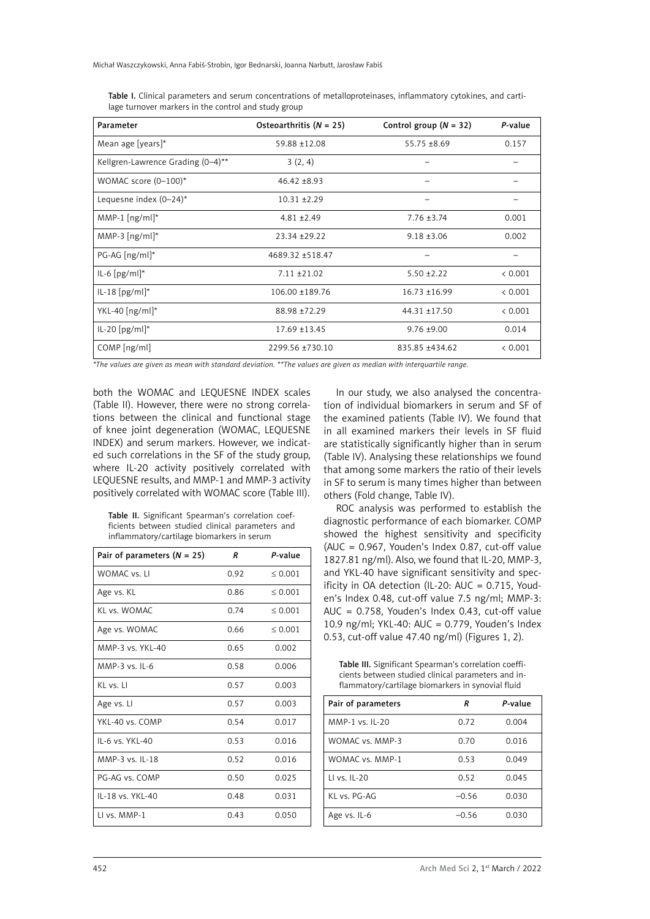Table I. Clinical parameters and serum concentrations of metalloproteinases, inflammatory cytokines, and cartilage turnover markers in the control and study group

| Parameter | Osteoarthritis (*N* = 25) | Control group (*N* = 32) | *P*-value |
|---|---|---|---|
| Mean age [years]* | 59.88 ±12.08 | 55.75 ±8.69 | 0.157 |
| Kellgren-Lawrence Grading (0–4)** | 3 (2, 4) | – | – |
| WOMAC score (0–100)* | 46.42 ±8.93 | – | – |
| Lequesne index (0–24)* | 10.31 ±2.29 | – | – |
| MMP-1 [ng/ml]* | 4.81 ±2.49 | 7.76 ±3.74 | 0.001 |
| MMP-3 [ng/ml]* | 23.34 ±29.22 | 9.18 ±3.06 | 0.002 |
| PG-AG [ng/ml]* | 4689.32 ±518.47 | – | – |
| IL-6 [pg/ml]* | 7.11 ±21.02 | 5.50 ±2.22 | < 0.001 |
| IL-18 [pg/ml]* | 106.00 ±189.76 | 16.73 ±16.99 | < 0.001 |
| YKL-40 [ng/ml]* | 88.98 ±72.29 | 44.31 ±17.50 | < 0.001 |
| IL-20 [pg/ml]* | 17.69 ±13.45 | 9.76 ±9.00 | 0.014 |
| COMP [ng/ml] | 2299.56 ±730.10 | 835.85 ±434.62 | < 0.001 |

*\*The values are given as mean with standard deviation. \*\*The values are given as median with interquartile range.*

both the WOMAC and LEQUESNE INDEX scales (Table II). However, there were no strong correlations between the clinical and functional stage of knee joint degeneration (WOMAC, LEQUESNE INDEX) and serum markers. However, we indicated such correlations in the SF of the study group, where IL-20 activity positively correlated with LEQUESNE results, and MMP-1 and MMP-3 activity positively correlated with WOMAC score (Table III).

Table II. Significant Spearman's correlation coefficients between studied clinical parameters and inflammatory/cartilage biomarkers in serum

| Pair of parameters (*N* = 25) | *R* | *P*-value |
|---|---|---|
| WOMAC vs. LI | 0.92 | ≤ 0.001 |
| Age vs. KL | 0.86 | ≤ 0.001 |
| KL vs. WOMAC | 0.74 | ≤ 0.001 |
| Age vs. WOMAC | 0.66 | ≤ 0.001 |
| MMP-3 vs. YKL-40 | 0.65 | 0.002 |
| MMP-3 vs. IL-6 | 0.58 | 0.006 |
| KL vs. LI | 0.57 | 0.003 |
| Age vs. LI | 0.57 | 0.003 |
| YKL-40 vs. COMP | 0.54 | 0.017 |
| IL-6 vs. YKL-40 | 0.53 | 0.016 |
| MMP-3 vs. IL-18 | 0.52 | 0.016 |
| PG-AG vs. COMP | 0.50 | 0.025 |
| IL-18 vs. YKL-40 | 0.48 | 0.031 |
| LI vs. MMP-1 | 0.43 | 0.050 |

In our study, we also analysed the concentration of individual biomarkers in serum and SF of the examined patients (Table IV). We found that in all examined markers their levels in SF fluid are statistically significantly higher than in serum (Table IV). Analysing these relationships we found that among some markers the ratio of their levels in SF to serum is many times higher than between others (Fold change, Table IV).

ROC analysis was performed to establish the diagnostic performance of each biomarker. COMP showed the highest sensitivity and specificity (AUC = 0.967, Youden's Index 0.87, cut-off value 1827.81 ng/ml). Also, we found that IL-20, MMP-3, and YKL-40 have significant sensitivity and specificity in OA detection (IL-20: AUC = 0.715, Youden's Index 0.48, cut-off value 7.5 ng/ml; MMP-3: AUC = 0.758, Youden's Index 0.43, cut-off value 10.9 ng/ml; YKL-40: AUC = 0.779, Youden's Index 0.53, cut-off value 47.40 ng/ml) (Figures 1, 2).

Table III. Significant Spearman's correlation coefficients between studied clinical parameters and inflammatory/cartilage biomarkers in synovial fluid

| Pair of parameters | *R* | *P*-value |
|---|---|---|
| MMP-1 vs. IL-20 | 0.72 | 0.004 |
| WOMAC vs. MMP-3 | 0.70 | 0.016 |
| WOMAC vs. MMP-1 | 0.53 | 0.049 |
| LI vs. IL-20 | 0.52 | 0.045 |
| KL vs. PG-AG | –0.56 | 0.030 |
| Age vs. IL-6 | –0.56 | 0.030 |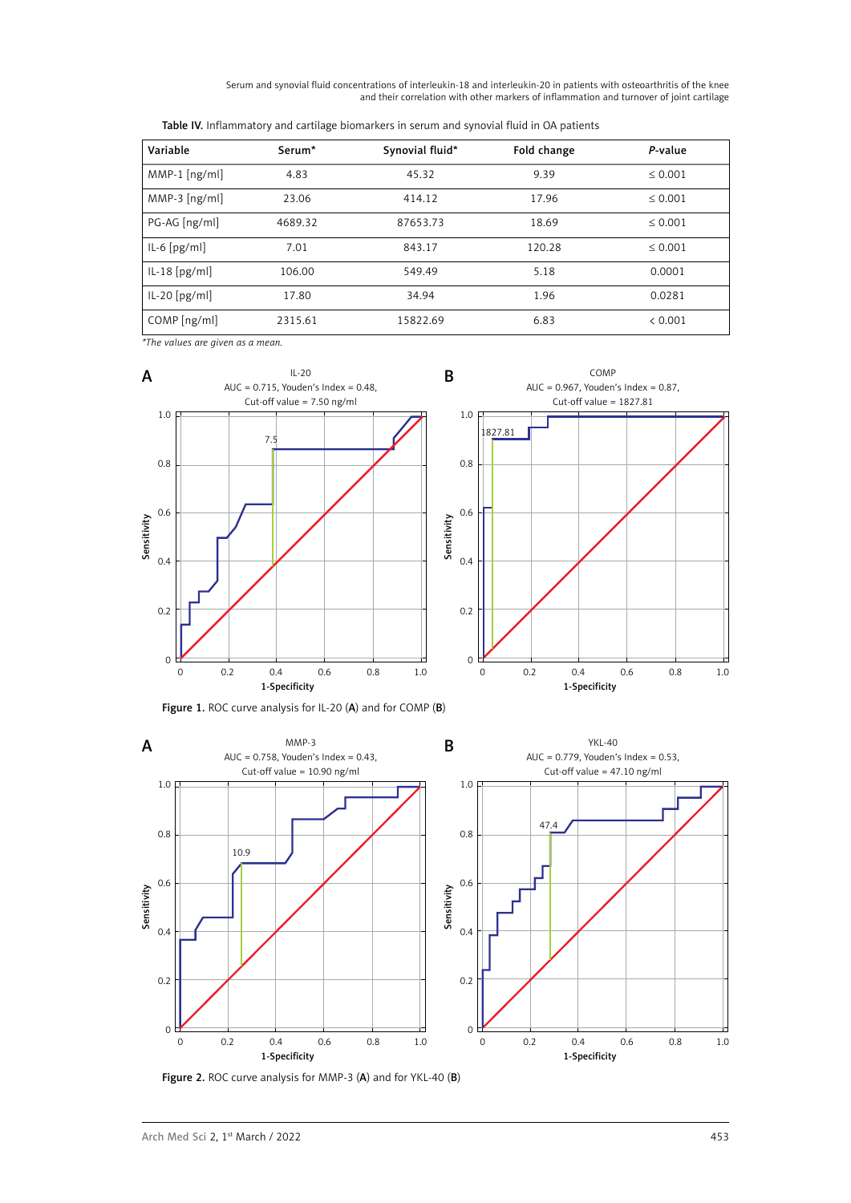Table IV. Inflammatory and cartilage biomarkers in serum and synovial fluid in OA patients

| Variable | Serum* | Synovial fluid* | Fold change | *P*-value |
|---|---|---|---|---|
| MMP-1 [ng/ml] | 4.83 | 45.32 | 9.39 | ≤ 0.001 |
| MMP-3 [ng/ml] | 23.06 | 414.12 | 17.96 | ≤ 0.001 |
| PG-AG [ng/ml] | 4689.32 | 87653.73 | 18.69 | ≤ 0.001 |
| IL-6 [pg/ml] | 7.01 | 843.17 | 120.28 | ≤ 0.001 |
| IL-18 [pg/ml] | 106.00 | 549.49 | 5.18 | 0.0001 |
| IL-20 [pg/ml] | 17.80 | 34.94 | 1.96 | 0.0281 |
| COMP [ng/ml] | 2315.61 | 15822.69 | 6.83 | < 0.001 |

*\*The values are given as a mean.*

**Figure 1.** ROC curve analysis for IL-20 (**A**) and for COMP (**B**)

**Figure 2.** ROC curve analysis for MMP-3 (**A**) and for YKL-40 (**B**)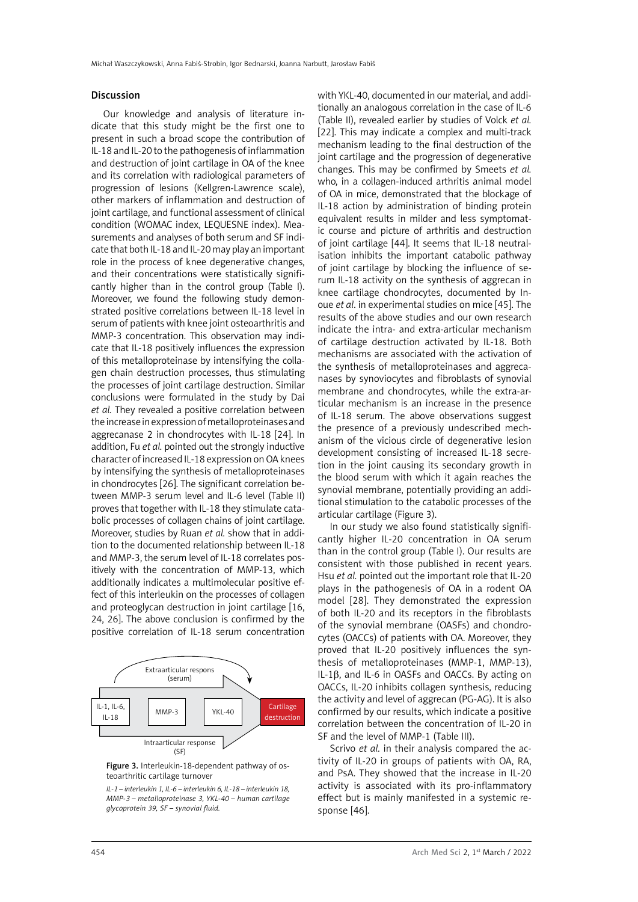## Discussion

Our knowledge and analysis of literature indicate that this study might be the first one to present in such a broad scope the contribution of IL-18 and IL-20 to the pathogenesis of inflammation and destruction of joint cartilage in OA of the knee and its correlation with radiological parameters of progression of lesions (Kellgren-Lawrence scale), other markers of inflammation and destruction of joint cartilage, and functional assessment of clinical condition (WOMAC index, LEQUESNE index). Measurements and analyses of both serum and SF indicate that both IL-18 and IL-20 may play an important role in the process of knee degenerative changes, and their concentrations were statistically significantly higher than in the control group (Table I). Moreover, we found the following study demonstrated positive correlations between IL-18 level in serum of patients with knee joint osteoarthritis and MMP-3 concentration. This observation may indicate that IL-18 positively influences the expression of this metalloproteinase by intensifying the collagen chain destruction processes, thus stimulating the processes of joint cartilage destruction. Similar conclusions were formulated in the study by Dai *et al.* They revealed a positive correlation between the increase in expression of metalloproteinases and aggrecanase 2 in chondrocytes with IL-18 [24]. In addition, Fu *et al.* pointed out the strongly inductive character of increased IL-18 expression on OA knees by intensifying the synthesis of metalloproteinases in chondrocytes [26]. The significant correlation between MMP-3 serum level and IL-6 level (Table II) proves that together with IL-18 they stimulate catabolic processes of collagen chains of joint cartilage. Moreover, studies by Ruan *et al.* show that in addition to the documented relationship between IL-18 and MMP-3, the serum level of IL-18 correlates positively with the concentration of MMP-13, which additionally indicates a multimolecular positive effect of this interleukin on the processes of collagen and proteoglycan destruction in joint cartilage [16, 24, 26]. The above conclusion is confirmed by the positive correlation of IL-18 serum concentration with YKL-40, documented in our material, and additionally an analogous correlation in the case of IL-6 (Table II), revealed earlier by studies of Volck *et al.* [22]. This may indicate a complex and multi-track mechanism leading to the final destruction of the joint cartilage and the progression of degenerative changes. This may be confirmed by Smeets *et al.* who, in a collagen-induced arthritis animal model of OA in mice, demonstrated that the blockage of IL-18 action by administration of binding protein equivalent results in milder and less symptomatic course and picture of arthritis and destruction of joint cartilage [44]. It seems that IL-18 neutralisation inhibits the important catabolic pathway of joint cartilage by blocking the influence of serum IL-18 activity on the synthesis of aggrecan in knee cartilage chondrocytes, documented by Inoue *et al*. in experimental studies on mice [45]. The results of the above studies and our own research indicate the intra- and extra-articular mechanism of cartilage destruction activated by IL-18. Both mechanisms are associated with the activation of the synthesis of metalloproteinases and aggrecanases by synoviocytes and fibroblasts of synovial membrane and chondrocytes, while the extra-articular mechanism is an increase in the presence of IL-18 serum. The above observations suggest the presence of a previously undescribed mechanism of the vicious circle of degenerative lesion development consisting of increased IL-18 secretion in the joint causing its secondary growth in the blood serum with which it again reaches the synovial membrane, potentially providing an additional stimulation to the catabolic processes of the articular cartilage (Figure 3).

Extraarticular respons (serum)

IL-1, IL-6, IL-18 | MMP-3 | YKL-40 | Cartilage destruction

Intraarticular response (SF)

**Figure 3.** Interleukin-18-dependent pathway of osteoarthritic cartilage turnover

*IL-1 – interleukin 1, IL-6 – interleukin 6, IL-18 – interleukin 18, MMP-3 – metalloproteinase 3, YKL-40 – human cartilage glycoprotein 39, SF – synovial fluid.*

In our study we also found statistically significantly higher IL-20 concentration in OA serum than in the control group (Table I). Our results are consistent with those published in recent years. Hsu *et al.* pointed out the important role that IL-20 plays in the pathogenesis of OA in a rodent OA model [28]. They demonstrated the expression of both IL-20 and its receptors in the fibroblasts of the synovial membrane (OASFs) and chondrocytes (OACCs) of patients with OA. Moreover, they proved that IL-20 positively influences the synthesis of metalloproteinases (MMP-1, MMP-13), IL-1β, and IL-6 in OASFs and OACCs. By acting on OACCs, IL-20 inhibits collagen synthesis, reducing the activity and level of aggrecan (PG-AG). It is also confirmed by our results, which indicate a positive correlation between the concentration of IL-20 in SF and the level of MMP-1 (Table III).

Scrivo *et al.* in their analysis compared the activity of IL-20 in groups of patients with OA, RA, and PsA. They showed that the increase in IL-20 activity is associated with its pro-inflammatory effect but is mainly manifested in a systemic response [46].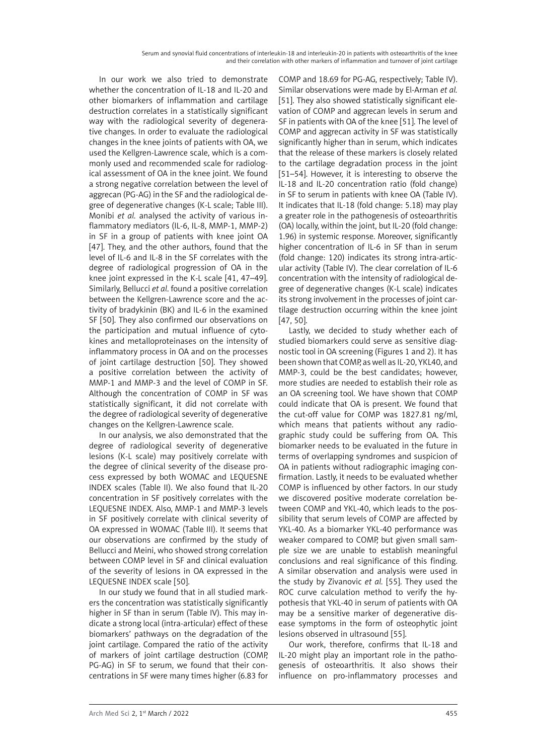In our work we also tried to demonstrate whether the concentration of IL-18 and IL-20 and other biomarkers of inflammation and cartilage destruction correlates in a statistically significant way with the radiological severity of degenerative changes. In order to evaluate the radiological changes in the knee joints of patients with OA, we used the Kellgren-Lawrence scale, which is a commonly used and recommended scale for radiological assessment of OA in the knee joint. We found a strong negative correlation between the level of aggrecan (PG-AG) in the SF and the radiological degree of degenerative changes (K-L scale; Table III). Monibi *et al.* analysed the activity of various inflammatory mediators (IL-6, IL-8, MMP-1, MMP-2) in SF in a group of patients with knee joint OA [47]. They, and the other authors, found that the level of IL-6 and IL-8 in the SF correlates with the degree of radiological progression of OA in the knee joint expressed in the K-L scale [41, 47–49]. Similarly, Bellucci *et al*. found a positive correlation between the Kellgren-Lawrence score and the activity of bradykinin (BK) and IL-6 in the examined SF [50]. They also confirmed our observations on the participation and mutual influence of cytokines and metalloproteinases on the intensity of inflammatory process in OA and on the processes of joint cartilage destruction [50]. They showed a positive correlation between the activity of MMP-1 and MMP-3 and the level of COMP in SF. Although the concentration of COMP in SF was statistically significant, it did not correlate with the degree of radiological severity of degenerative changes on the Kellgren-Lawrence scale.

In our analysis, we also demonstrated that the degree of radiological severity of degenerative lesions (K-L scale) may positively correlate with the degree of clinical severity of the disease process expressed by both WOMAC and LEQUESNE INDEX scales (Table II). We also found that IL-20 concentration in SF positively correlates with the LEQUESNE INDEX. Also, MMP-1 and MMP-3 levels in SF positively correlate with clinical severity of OA expressed in WOMAC (Table III). It seems that our observations are confirmed by the study of Bellucci and Meini, who showed strong correlation between COMP level in SF and clinical evaluation of the severity of lesions in OA expressed in the LEQUESNE INDEX scale [50].

In our study we found that in all studied markers the concentration was statistically significantly higher in SF than in serum (Table IV). This may indicate a strong local (intra-articular) effect of these biomarkers' pathways on the degradation of the joint cartilage. Compared the ratio of the activity of markers of joint cartilage destruction (COMP, PG-AG) in SF to serum, we found that their concentrations in SF were many times higher (6.83 for COMP and 18.69 for PG-AG, respectively; Table IV). Similar observations were made by El-Arman *et al.* [51]. They also showed statistically significant elevation of COMP and aggrecan levels in serum and SF in patients with OA of the knee [51]. The level of COMP and aggrecan activity in SF was statistically significantly higher than in serum, which indicates that the release of these markers is closely related to the cartilage degradation process in the joint [51–54]. However, it is interesting to observe the IL-18 and IL-20 concentration ratio (fold change) in SF to serum in patients with knee OA (Table IV). It indicates that IL-18 (fold change: 5.18) may play a greater role in the pathogenesis of osteoarthritis (OA) locally, within the joint, but IL-20 (fold change: 1.96) in systemic response. Moreover, significantly higher concentration of IL-6 in SF than in serum (fold change: 120) indicates its strong intra-articular activity (Table IV). The clear correlation of IL-6 concentration with the intensity of radiological degree of degenerative changes (K-L scale) indicates its strong involvement in the processes of joint cartilage destruction occurring within the knee joint [47, 50].

Lastly, we decided to study whether each of studied biomarkers could serve as sensitive diagnostic tool in OA screening (Figures 1 and 2). It has been shown that COMP, as well as IL-20, YKL40, and MMP-3, could be the best candidates; however, more studies are needed to establish their role as an OA screening tool. We have shown that COMP could indicate that OA is present. We found that the cut-off value for COMP was 1827.81 ng/ml, which means that patients without any radiographic study could be suffering from OA. This biomarker needs to be evaluated in the future in terms of overlapping syndromes and suspicion of OA in patients without radiographic imaging confirmation. Lastly, it needs to be evaluated whether COMP is influenced by other factors. In our study we discovered positive moderate correlation between COMP and YKL-40, which leads to the possibility that serum levels of COMP are affected by YKL-40. As a biomarker YKL-40 performance was weaker compared to COMP, but given small sample size we are unable to establish meaningful conclusions and real significance of this finding. A similar observation and analysis were used in the study by Zivanovic *et al.* [55]. They used the ROC curve calculation method to verify the hypothesis that YKL-40 in serum of patients with OA may be a sensitive marker of degenerative disease symptoms in the form of osteophytic joint lesions observed in ultrasound [55].

Our work, therefore, confirms that IL-18 and IL-20 might play an important role in the pathogenesis of osteoarthritis. It also shows their influence on pro-inflammatory processes and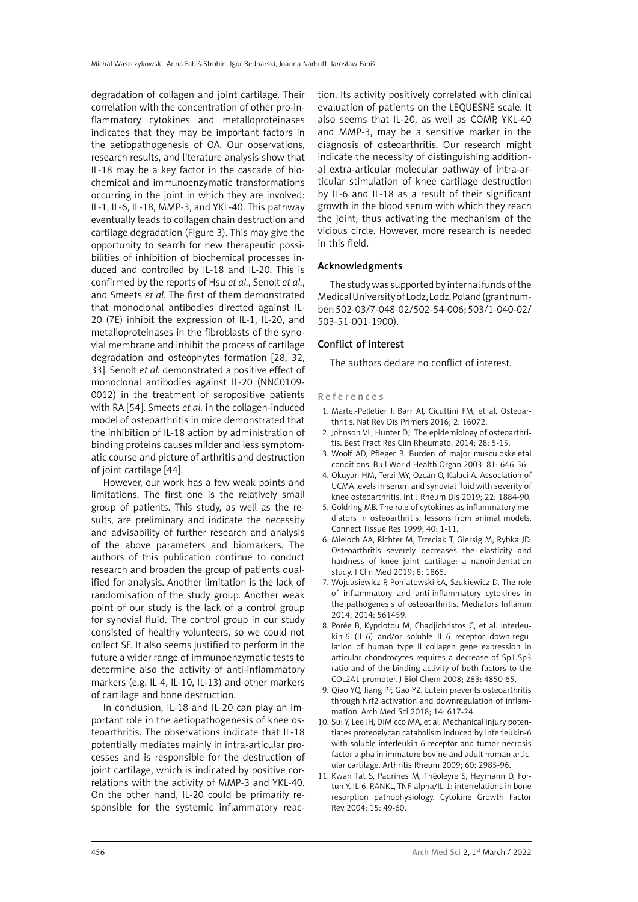degradation of collagen and joint cartilage. Their correlation with the concentration of other pro-inflammatory cytokines and metalloproteinases indicates that they may be important factors in the aetiopathogenesis of OA. Our observations, research results, and literature analysis show that IL-18 may be a key factor in the cascade of biochemical and immunoenzymatic transformations occurring in the joint in which they are involved: IL-1, IL-6, IL-18, MMP-3, and YKL-40. This pathway eventually leads to collagen chain destruction and cartilage degradation (Figure 3). This may give the opportunity to search for new therapeutic possibilities of inhibition of biochemical processes induced and controlled by IL-18 and IL-20. This is confirmed by the reports of Hsu *et al.*, Senolt *et al.*, and Smeets *et al.* The first of them demonstrated that monoclonal antibodies directed against IL-20 (7E) inhibit the expression of IL-1, IL-20, and metalloproteinases in the fibroblasts of the synovial membrane and inhibit the process of cartilage degradation and osteophytes formation [28, 32, 33]. Senolt *et al.* demonstrated a positive effect of monoclonal antibodies against IL-20 (NNC0109-0012) in the treatment of seropositive patients with RA [54]. Smeets *et al.* in the collagen-induced model of osteoarthritis in mice demonstrated that the inhibition of IL-18 action by administration of binding proteins causes milder and less symptomatic course and picture of arthritis and destruction of joint cartilage [44].

However, our work has a few weak points and limitations. The first one is the relatively small group of patients. This study, as well as the results, are preliminary and indicate the necessity and advisability of further research and analysis of the above parameters and biomarkers. The authors of this publication continue to conduct research and broaden the group of patients qualified for analysis. Another limitation is the lack of randomisation of the study group. Another weak point of our study is the lack of a control group for synovial fluid. The control group in our study consisted of healthy volunteers, so we could not collect SF. It also seems justified to perform in the future a wider range of immunoenzymatic tests to determine also the activity of anti-inflammatory markers (e.g. IL-4, IL-10, IL-13) and other markers of cartilage and bone destruction.

In conclusion, IL-18 and IL-20 can play an important role in the aetiopathogenesis of knee osteoarthritis. The observations indicate that IL-18 potentially mediates mainly in intra-articular processes and is responsible for the destruction of joint cartilage, which is indicated by positive correlations with the activity of MMP-3 and YKL-40. On the other hand, IL-20 could be primarily responsible for the systemic inflammatory reaction. Its activity positively correlated with clinical evaluation of patients on the LEQUESNE scale. It also seems that IL-20, as well as COMP, YKL-40 and MMP-3, may be a sensitive marker in the diagnosis of osteoarthritis. Our research might indicate the necessity of distinguishing additional extra-articular molecular pathway of intra-articular stimulation of knee cartilage destruction by IL-6 and IL-18 as a result of their significant growth in the blood serum with which they reach the joint, thus activating the mechanism of the vicious circle. However, more research is needed in this field.

## Acknowledgments

The study was supported by internal funds of the Medical University of Lodz, Lodz, Poland (grant number: 502-03/7-048-02/502-54-006; 503/1-040-02/503-51-001-1900).

## Conflict of interest

The authors declare no conflict of interest.

## References

1. Martel-Pelletier J, Barr AJ, Cicuttini FM, et al. Osteoarthritis. Nat Rev Dis Primers 2016; 2: 16072.
2. Johnson VL, Hunter DJ. The epidemiology of osteoarthritis. Best Pract Res Clin Rheumatol 2014; 28: 5-15.
3. Woolf AD, Pfleger B. Burden of major musculoskeletal conditions. Bull World Health Organ 2003; 81: 646-56.
4. Okuyan HM, Terzi MY, Ozcan O, Kalaci A. Association of UCMA levels in serum and synovial fluid with severity of knee osteoarthritis. Int J Rheum Dis 2019; 22: 1884-90.
5. Goldring MB. The role of cytokines as inflammatory mediators in osteoarthritis: lessons from animal models. Connect Tissue Res 1999; 40: 1-11.
6. Mieloch AA, Richter M, Trzeciak T, Giersig M, Rybka JD. Osteoarthritis severely decreases the elasticity and hardness of knee joint cartilage: a nanoindentation study. J Clin Med 2019; 8: 1865.
7. Wojdasiewicz P, Poniatowski ŁA, Szukiewicz D. The role of inflammatory and anti-inflammatory cytokines in the pathogenesis of osteoarthritis. Mediators Inflamm 2014; 2014: 561459.
8. Porée B, Kypriotou M, Chadjichristos C, et al. Interleukin-6 (IL-6) and/or soluble IL-6 receptor down-regulation of human type II collagen gene expression in articular chondrocytes requires a decrease of Sp1.Sp3 ratio and of the binding activity of both factors to the COL2A1 promoter. J Biol Chem 2008; 283: 4850-65.
9. Qiao YQ, Jiang PF, Gao YZ. Lutein prevents osteoarthritis through Nrf2 activation and downregulation of inflammation. Arch Med Sci 2018; 14: 617-24.
10. Sui Y, Lee JH, DiMicco MA, et al. Mechanical injury potentiates proteoglycan catabolism induced by interleukin-6 with soluble interleukin-6 receptor and tumor necrosis factor alpha in immature bovine and adult human articular cartilage. Arthritis Rheum 2009; 60: 2985-96.
11. Kwan Tat S, Padrines M, Théoleyre S, Heymann D, Fortun Y. IL-6, RANKL, TNF-alpha/IL-1: interrelations in bone resorption pathophysiology. Cytokine Growth Factor Rev 2004; 15: 49-60.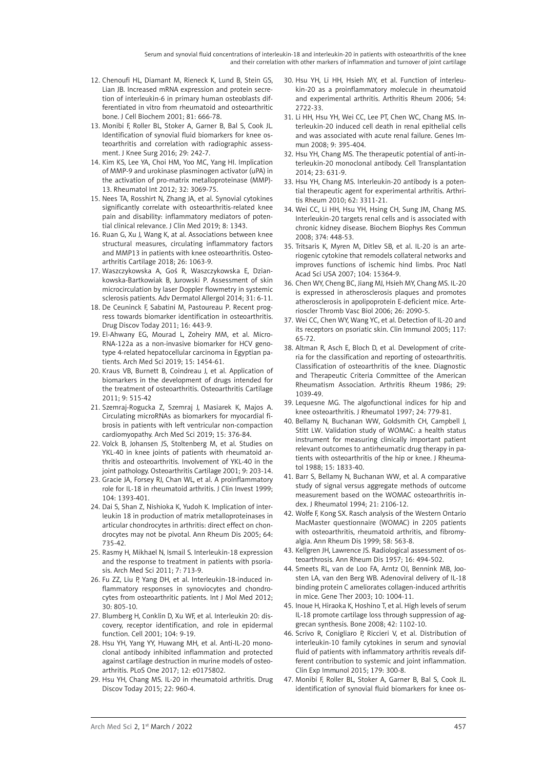12. Chenoufi HL, Diamant M, Rieneck K, Lund B, Stein GS, Lian JB. Increased mRNA expression and protein secretion of interleukin-6 in primary human osteoblasts differentiated in vitro from rheumatoid and osteoarthritic bone. J Cell Biochem 2001; 81: 666-78.
13. Monibi F, Roller BL, Stoker A, Garner B, Bal S, Cook JL. Identification of synovial fluid biomarkers for knee osteoarthritis and correlation with radiographic assessment. J Knee Surg 2016; 29: 242-7.
14. Kim KS, Lee YA, Choi HM, Yoo MC, Yang HI. Implication of MMP-9 and urokinase plasminogen activator (uPA) in the activation of pro-matrix metalloproteinase (MMP)-13. Rheumatol Int 2012; 32: 3069-75.
15. Nees TA, Rosshirt N, Zhang JA, et al. Synovial cytokines significantly correlate with osteoarthritis-related knee pain and disability: inflammatory mediators of potential clinical relevance. J Clin Med 2019; 8: 1343.
16. Ruan G, Xu J, Wang K, at al. Associations between knee structural measures, circulating inflammatory factors and MMP13 in patients with knee osteoarthritis. Osteoarthritis Cartilage 2018; 26: 1063-9.
17. Waszczykowska A, Goś R, Waszczykowska E, Dziankowska-Bartkowiak B, Jurowski P. Assessment of skin microcirculation by laser Doppler flowmetry in systemic sclerosis patients. Adv Dermatol Allergol 2014; 31: 6-11.
18. De Ceuninck F, Sabatini M, Pastoureau P. Recent progress towards biomarker identification in osteoarthritis. Drug Discov Today 2011; 16: 443-9.
19. El-Ahwany EG, Mourad L, Zoheiry MM, et al. MicroRNA-122a as a non-invasive biomarker for HCV genotype 4-related hepatocellular carcinoma in Egyptian patients. Arch Med Sci 2019; 15: 1454-61.
20. Kraus VB, Burnett B, Coindreau J, et al. Application of biomarkers in the development of drugs intended for the treatment of osteoarthritis. Osteoarthritis Cartilage 2011; 9: 515-42
21. Szemraj-Rogucka Z, Szemraj J, Masiarek K, Majos A. Circulating microRNAs as biomarkers for myocardial fibrosis in patients with left ventricular non-compaction cardiomyopathy. Arch Med Sci 2019; 15: 376-84.
22. Volck B, Johansen JS, Stoltenberg M, et al. Studies on YKL-40 in knee joints of patients with rheumatoid arthritis and osteoarthritis. Involvement of YKL-40 in the joint pathology. Osteoarthritis Cartilage 2001; 9: 203-14.
23. Gracie JA, Forsey RJ, Chan WL, et al. A proinflammatory role for IL-18 in rheumatoid arthritis. J Clin Invest 1999; 104: 1393-401.
24. Dai S, Shan Z, Nishioka K, Yudoh K. Implication of interleukin 18 in production of matrix metalloproteinases in articular chondrocytes in arthritis: direct effect on chondrocytes may not be pivotal. Ann Rheum Dis 2005; 64: 735-42.
25. Rasmy H, Mikhael N, Ismail S. Interleukin-18 expression and the response to treatment in patients with psoriasis. Arch Med Sci 2011; 7: 713-9.
26. Fu ZZ, Liu P, Yang DH, et al. Interleukin-18-induced inflammatory responses in synoviocytes and chondrocytes from osteoarthritic patients. Int J Mol Med 2012; 30: 805-10.
27. Blumberg H, Conklin D, Xu WF, et al. Interleukin 20: discovery, receptor identification, and role in epidermal function. Cell 2001; 104: 9-19.
28. Hsu YH, Yang YY, Huwang MH, et al. Anti-IL-20 monoclonal antibody inhibited inflammation and protected against cartilage destruction in murine models of osteoarthritis. PLoS One 2017; 12: e0175802.
29. Hsu YH, Chang MS. IL-20 in rheumatoid arthritis. Drug Discov Today 2015; 22: 960-4.
30. Hsu YH, Li HH, Hsieh MY, et al. Function of interleukin-20 as a proinflammatory molecule in rheumatoid and experimental arthritis. Arthritis Rheum 2006; 54: 2722-33.
31. Li HH, Hsu YH, Wei CC, Lee PT, Chen WC, Chang MS. Interleukin-20 induced cell death in renal epithelial cells and was associated with acute renal failure. Genes Immun 2008; 9: 395-404.
32. Hsu YH, Chang MS. The therapeutic potential of anti-interleukin-20 monoclonal antibody. Cell Transplantation 2014; 23: 631-9.
33. Hsu YH, Chang MS. Interleukin-20 antibody is a potential therapeutic agent for experimental arthritis. Arthritis Rheum 2010; 62: 3311-21.
34. Wei CC, Li HH, Hsu YH, Hsing CH, Sung JM, Chang MS. Interleukin-20 targets renal cells and is associated with chronic kidney disease. Biochem Biophys Res Commun 2008; 374: 448-53.
35. Tritsaris K, Myren M, Ditlev SB, et al. IL-20 is an arteriogenic cytokine that remodels collateral networks and improves functions of ischemic hind limbs. Proc Natl Acad Sci USA 2007; 104: 15364-9.
36. Chen WY, Cheng BC, Jiang MJ, Hsieh MY, Chang MS. IL-20 is expressed in atherosclerosis plaques and promotes atherosclerosis in apolipoprotein E-deficient mice. Arterioscler Thromb Vasc Biol 2006; 26: 2090-5.
37. Wei CC, Chen WY, Wang YC, et al. Detection of IL-20 and its receptors on psoriatic skin. Clin Immunol 2005; 117: 65-72.
38. Altman R, Asch E, Bloch D, et al. Development of criteria for the classification and reporting of osteoarthritis. Classification of osteoarthritis of the knee. Diagnostic and Therapeutic Criteria Committee of the American Rheumatism Association. Arthritis Rheum 1986; 29: 1039-49.
39. Lequesne MG. The algofunctional indices for hip and knee osteoarthritis. J Rheumatol 1997; 24: 779-81.
40. Bellamy N, Buchanan WW, Goldsmith CH, Campbell J, Stitt LW. Validation study of WOMAC: a health status instrument for measuring clinically important patient relevant outcomes to antirheumatic drug therapy in patients with osteoarthritis of the hip or knee. J Rheumatol 1988; 15: 1833-40.
41. Barr S, Bellamy N, Buchanan WW, et al. A comparative study of signal versus aggregate methods of outcome measurement based on the WOMAC osteoarthritis index. J Rheumatol 1994; 21: 2106-12.
42. Wolfe F, Kong SX. Rasch analysis of the Western Ontario MacMaster questionnaire (WOMAC) in 2205 patients with osteoarthritis, rheumatoid arthritis, and fibromyalgia. Ann Rheum Dis 1999; 58: 563-8.
43. Kellgren JH, Lawrence JS. Radiological assessment of osteoarthrosis. Ann Rheum Dis 1957; 16: 494-502.
44. Smeets RL, van de Loo FA, Arntz OJ, Bennink MB, Joosten LA, van den Berg WB. Adenoviral delivery of IL-18 binding protein C ameliorates collagen-induced arthritis in mice. Gene Ther 2003; 10: 1004-11.
45. Inoue H, Hiraoka K, Hoshino T, et al. High levels of serum IL-18 promote cartilage loss through suppression of aggrecan synthesis. Bone 2008; 42: 1102-10.
46. Scrivo R, Conigliaro P, Riccieri V, et al. Distribution of interleukin-10 family cytokines in serum and synovial fluid of patients with inflammatory arthritis reveals different contribution to systemic and joint inflammation. Clin Exp Immunol 2015; 179: 300-8.
47. Monibi F, Roller BL, Stoker A, Garner B, Bal S, Cook JL. identification of synovial fluid biomarkers for knee os-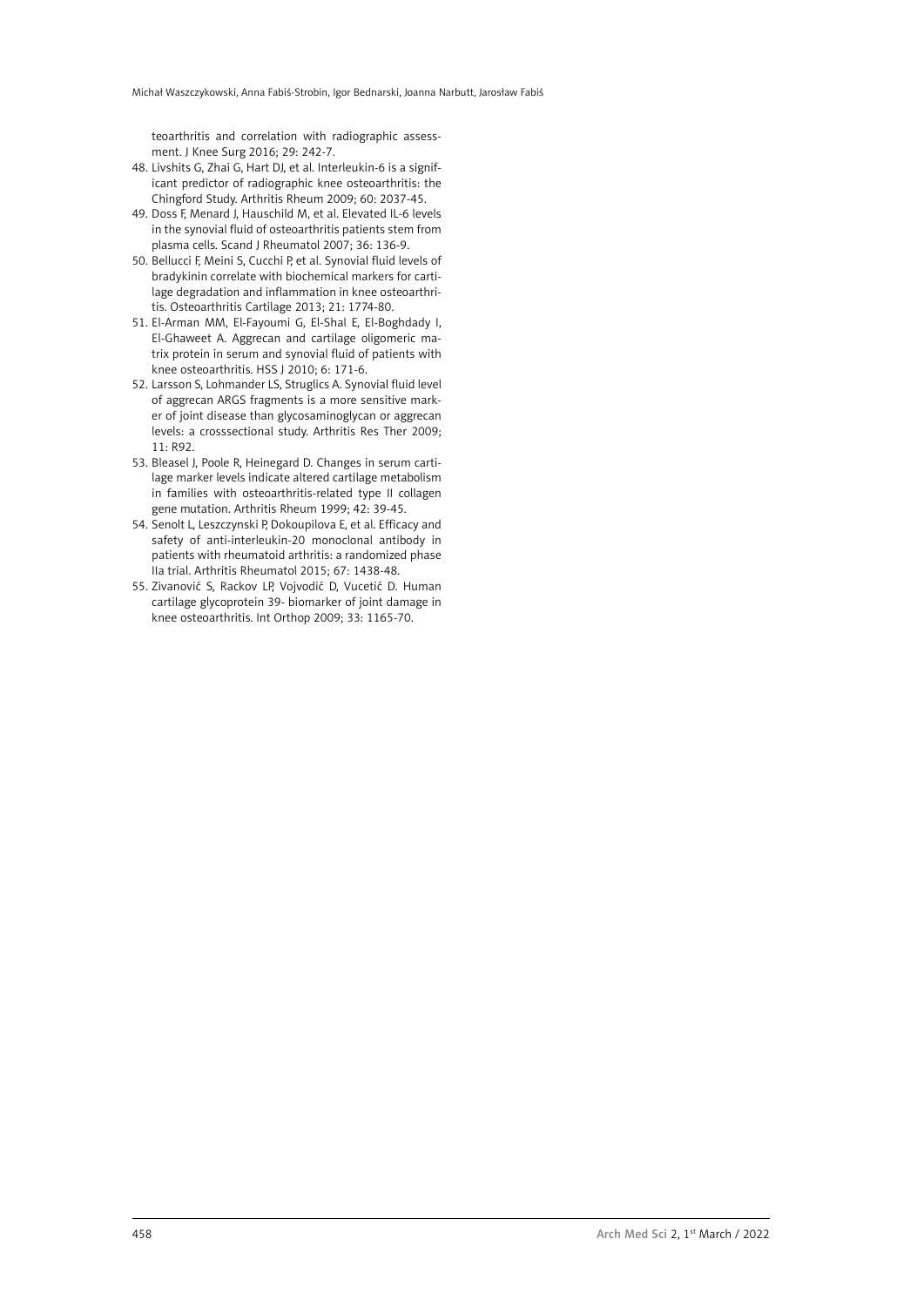teoarthritis and correlation with radiographic assessment. J Knee Surg 2016; 29: 242-7.

48. Livshits G, Zhai G, Hart DJ, et al. Interleukin-6 is a significant predictor of radiographic knee osteoarthritis: the Chingford Study. Arthritis Rheum 2009; 60: 2037-45.
49. Doss F, Menard J, Hauschild M, et al. Elevated IL-6 levels in the synovial fluid of osteoarthritis patients stem from plasma cells. Scand J Rheumatol 2007; 36: 136-9.
50. Bellucci F, Meini S, Cucchi P, et al. Synovial fluid levels of bradykinin correlate with biochemical markers for cartilage degradation and inflammation in knee osteoarthritis. Osteoarthritis Cartilage 2013; 21: 1774-80.
51. El-Arman MM, El-Fayoumi G, El-Shal E, El-Boghdady I, El-Ghaweet A. Aggrecan and cartilage oligomeric matrix protein in serum and synovial fluid of patients with knee osteoarthritis. HSS J 2010; 6: 171-6.
52. Larsson S, Lohmander LS, Struglics A. Synovial fluid level of aggrecan ARGS fragments is a more sensitive marker of joint disease than glycosaminoglycan or aggrecan levels: a crosssectional study. Arthritis Res Ther 2009; 11: R92.
53. Bleasel J, Poole R, Heinegard D. Changes in serum cartilage marker levels indicate altered cartilage metabolism in families with osteoarthritis-related type II collagen gene mutation. Arthritis Rheum 1999; 42: 39-45.
54. Senolt L, Leszczynski P, Dokoupilova E, et al. Efficacy and safety of anti-interleukin-20 monoclonal antibody in patients with rheumatoid arthritis: a randomized phase IIa trial. Arthritis Rheumatol 2015; 67: 1438-48.
55. Zivanović S, Rackov LP, Vojvodić D, Vucetić D. Human cartilage glycoprotein 39- biomarker of joint damage in knee osteoarthritis. Int Orthop 2009; 33: 1165-70.